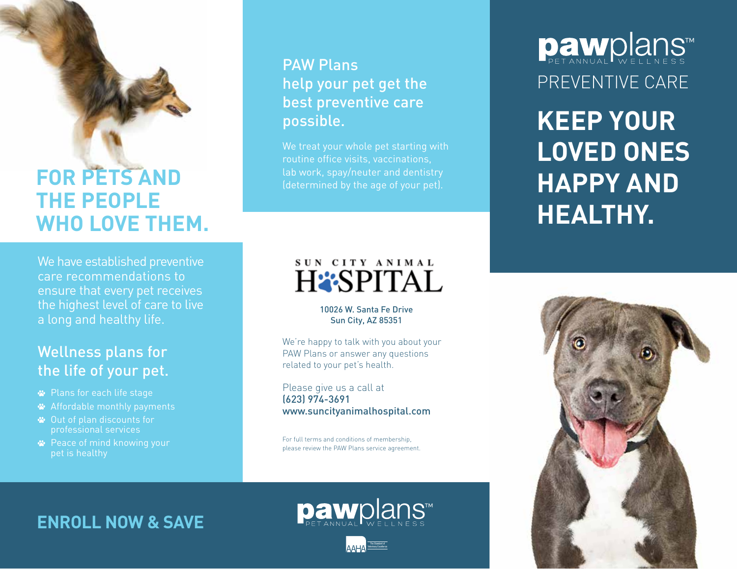# FOR PETS AND THE PEOPLE WHO LOVE THEM.

We have established preventive care recommendations to ensure that every pet receives the highest level of care to live a long and healthy life.

## Wellness plans for the life of your pet.

- Plans for each life stage
- Affordable monthly payments
- Out of plan discounts for professional services
- Peace of mind knowing your pet is healthy

## ENROLL NOW & SAVE

## PAW Plans help your pet get the best preventive care possible.

We treat your whole pet starting with routine office visits, vaccinations, lab work, spay/neuter and dentistry (determined by the age of your pet).

SUN CITY ANIMAL HOSPITAL

10026 W. Santa Fe Drive
Sun City, AZ 85351

We're happy to talk with you about your PAW Plans or answer any questions related to your pet's health.

Please give us a call at
**(623) 974-3691**
**www.suncityanimalhospital.com**

For full terms and conditions of membership, please review the PAW Plans service agreement.

pawplans™ PET ANNUAL WELLNESS

AAHA The Standard of Veterinary Excellence

pawplans™ PET ANNUAL WELLNESS

PREVENTIVE CARE

# KEEP YOUR LOVED ONES HAPPY AND HEALTHY.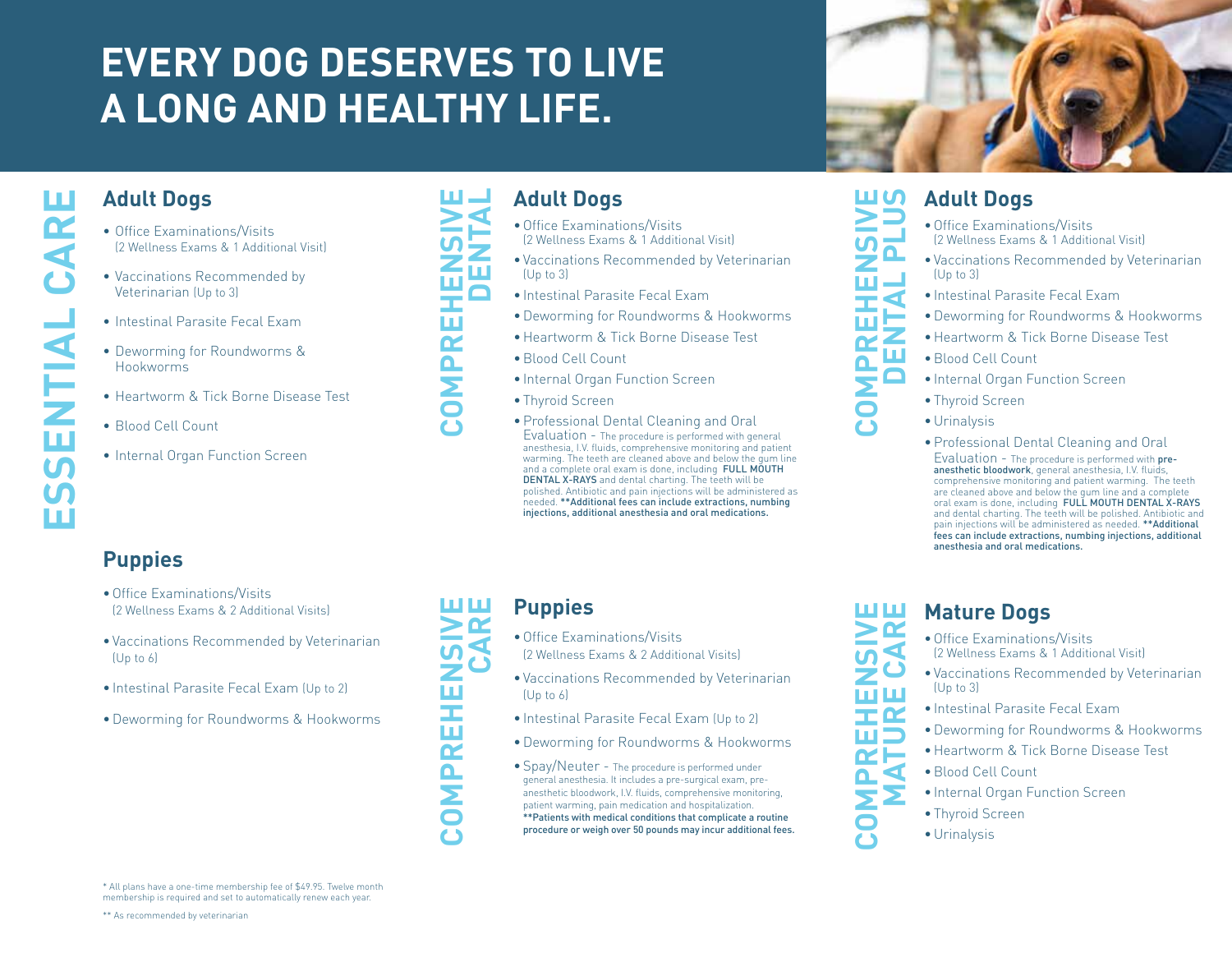# EVERY DOG DESERVES TO LIVE A LONG AND HEALTHY LIFE.

## ESSENTIAL CARE

### Adult Dogs

- Office Examinations/Visits (2 Wellness Exams & 1 Additional Visit)
- Vaccinations Recommended by Veterinarian (Up to 3)
- Intestinal Parasite Fecal Exam
- Deworming for Roundworms & Hookworms
- Heartworm & Tick Borne Disease Test
- Blood Cell Count
- Internal Organ Function Screen

### Puppies

- Office Examinations/Visits (2 Wellness Exams & 2 Additional Visits)
- Vaccinations Recommended by Veterinarian (Up to 6)
- Intestinal Parasite Fecal Exam (Up to 2)
- Deworming for Roundworms & Hookworms

## COMPREHENSIVE DENTAL

### Adult Dogs

- Office Examinations/Visits (2 Wellness Exams & 1 Additional Visit)
- Vaccinations Recommended by Veterinarian (Up to 3)
- Intestinal Parasite Fecal Exam
- Deworming for Roundworms & Hookworms
- Heartworm & Tick Borne Disease Test
- Blood Cell Count
- Internal Organ Function Screen
- Thyroid Screen
- Professional Dental Cleaning and Oral Evaluation - The procedure is performed with general anesthesia, I.V. fluids, comprehensive monitoring and patient warming. The teeth are cleaned above and below the gum line and a complete oral exam is done, including **FULL MOUTH DENTAL X-RAYS** and dental charting. The teeth will be polished. Antibiotic and pain injections will be administered as needed. **\*\*Additional fees can include extractions, numbing injections, additional anesthesia and oral medications.**

## COMPREHENSIVE CARE

### Puppies

- Office Examinations/Visits (2 Wellness Exams & 2 Additional Visits)
- Vaccinations Recommended by Veterinarian (Up to 6)
- Intestinal Parasite Fecal Exam (Up to 2)
- Deworming for Roundworms & Hookworms
- Spay/Neuter - The procedure is performed under general anesthesia. It includes a pre-surgical exam, pre-anesthetic bloodwork, I.V. fluids, comprehensive monitoring, patient warming, pain medication and hospitalization. **\*\*Patients with medical conditions that complicate a routine procedure or weigh over 50 pounds may incur additional fees.**

## COMPREHENSIVE DENTAL PLUS

### Adult Dogs

- Office Examinations/Visits (2 Wellness Exams & 1 Additional Visit)
- Vaccinations Recommended by Veterinarian (Up to 3)
- Intestinal Parasite Fecal Exam
- Deworming for Roundworms & Hookworms
- Heartworm & Tick Borne Disease Test
- Blood Cell Count
- Internal Organ Function Screen
- Thyroid Screen
- Urinalysis
- Professional Dental Cleaning and Oral Evaluation - The procedure is performed with **pre-anesthetic bloodwork**, general anesthesia, I.V. fluids, comprehensive monitoring and patient warming. The teeth are cleaned above and below the gum line and a complete oral exam is done, including **FULL MOUTH DENTAL X-RAYS** and dental charting. The teeth will be polished. Antibiotic and pain injections will be administered as needed. **\*\*Additional fees can include extractions, numbing injections, additional anesthesia and oral medications.**

## COMPREHENSIVE MATURE CARE

### Mature Dogs

- Office Examinations/Visits (2 Wellness Exams & 1 Additional Visit)
- Vaccinations Recommended by Veterinarian (Up to 3)
- Intestinal Parasite Fecal Exam
- Deworming for Roundworms & Hookworms
- Heartworm & Tick Borne Disease Test
- Blood Cell Count
- Internal Organ Function Screen
- Thyroid Screen
- Urinalysis

\* All plans have a one-time membership fee of $49.95. Twelve month membership is required and set to automatically renew each year.

\*\* As recommended by veterinarian